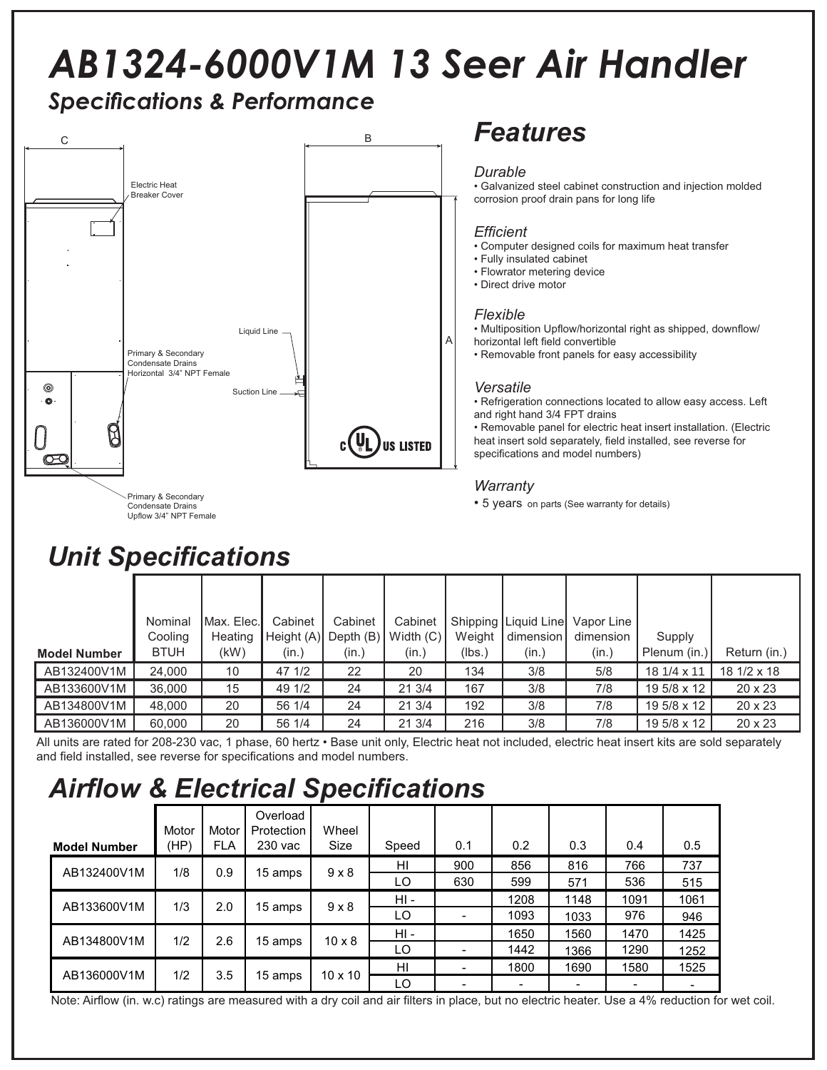# AB1324-6000V1M 13 Seer Air Handler

## Specifications & Performance

Electric Heat Breaker Cover

Primary & Secondary Condensate Drains Horizontal 3/4" NPT Female

Primary & Secondary Condensate Drains Upflow 3/4" NPT Female

Liquid Line

Suction Line

C US LISTED

## Features

### Durable

- Galvanized steel cabinet construction and injection molded corrosion proof drain pans for long life

### Efficient

- Computer designed coils for maximum heat transfer
- Fully insulated cabinet
- Flowrator metering device
- Direct drive motor

### Flexible

- Multiposition Upflow/horizontal right as shipped, downflow/ horizontal left field convertible
- Removable front panels for easy accessibility

### Versatile

- Refrigeration connections located to allow easy access. Left and right hand 3/4 FPT drains
- Removable panel for electric heat insert installation. (Electric heat insert sold separately, field installed, see reverse for specifications and model numbers)

### Warranty

- 5 years on parts (See warranty for details)

## Unit Specifications

| Model Number | Nominal Cooling BTUH | Max. Elec. Heating (kW) | Cabinet Height (A) (in.) | Cabinet Depth (B) (in.) | Cabinet Width (C) (in.) | Shipping Weight (lbs.) | Liquid Line dimension (in.) | Vapor Line dimension (in.) | Supply Plenum (in.) | Return (in.) |
|---|---|---|---|---|---|---|---|---|---|---|
| AB132400V1M | 24,000 | 10 | 47 1/2 | 22 | 20 | 134 | 3/8 | 5/8 | 18 1/4 x 11 | 18 1/2 x 18 |
| AB133600V1M | 36,000 | 15 | 49 1/2 | 24 | 21 3/4 | 167 | 3/8 | 7/8 | 19 5/8 x 12 | 20 x 23 |
| AB134800V1M | 48,000 | 20 | 56 1/4 | 24 | 21 3/4 | 192 | 3/8 | 7/8 | 19 5/8 x 12 | 20 x 23 |
| AB136000V1M | 60,000 | 20 | 56 1/4 | 24 | 21 3/4 | 216 | 3/8 | 7/8 | 19 5/8 x 12 | 20 x 23 |

All units are rated for 208-230 vac, 1 phase, 60 hertz • Base unit only, Electric heat not included, electric heat insert kits are sold separately and field installed, see reverse for specifications and model numbers.

## Airflow & Electrical Specifications

| Model Number | Motor (HP) | Motor FLA | Overload Protection 230 vac | Wheel Size | Speed | 0.1 | 0.2 | 0.3 | 0.4 | 0.5 |
|---|---|---|---|---|---|---|---|---|---|---|
| AB132400V1M | 1/8 | 0.9 | 15 amps | 9 x 8 | HI | 900 | 856 | 816 | 766 | 737 |
| | | | | | LO | 630 | 599 | 571 | 536 | 515 |
| AB133600V1M | 1/3 | 2.0 | 15 amps | 9 x 8 | HI - | | 1208 | 1148 | 1091 | 1061 |
| | | | | | LO | - | 1093 | 1033 | 976 | 946 |
| AB134800V1M | 1/2 | 2.6 | 15 amps | 10 x 8 | HI - | | 1650 | 1560 | 1470 | 1425 |
| | | | | | LO | - | 1442 | 1366 | 1290 | 1252 |
| AB136000V1M | 1/2 | 3.5 | 15 amps | 10 x 10 | HI | - | 1800 | 1690 | 1580 | 1525 |
| | | | | | LO | - | - | - | - | - |

Note: Airflow (in. w.c) ratings are measured with a dry coil and air filters in place, but no electric heater. Use a 4% reduction for wet coil.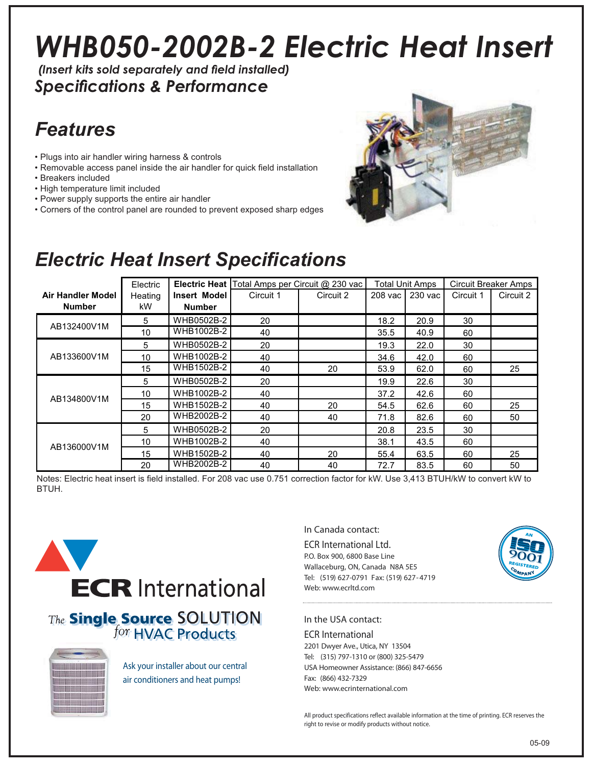// WHB050-2002B-2 Electric Heat Insert

**(Insert kits sold separately and field installed)**

## *Specifications & Performance*

## *Features*

- Plugs into air handler wiring harness & controls
- Removable access panel inside the air handler for quick field installation
- Breakers included
- High temperature limit included
- Power supply supports the entire air handler
- Corners of the control panel are rounded to prevent exposed sharp edges

## *Electric Heat Insert Specifications*

| Air Handler Model Number | Electric Heating kW | Electric Heat Insert Model Number | Total Amps per Circuit @ 230 vac | | Total Unit Amps | | Circuit Breaker Amps | |
|---|---|---|---|---|---|---|---|---|
| | | | Circuit 1 | Circuit 2 | 208 vac | 230 vac | Circuit 1 | Circuit 2 |
| AB132400V1M | 5 | WHB0502B-2 | 20 | | 18.2 | 20.9 | 30 | |
| | 10 | WHB1002B-2 | 40 | | 35.5 | 40.9 | 60 | |
| AB133600V1M | 5 | WHB0502B-2 | 20 | | 19.3 | 22.0 | 30 | |
| | 10 | WHB1002B-2 | 40 | | 34.6 | 42.0 | 60 | |
| | 15 | WHB1502B-2 | 40 | 20 | 53.9 | 62.0 | 60 | 25 |
| AB134800V1M | 5 | WHB0502B-2 | 20 | | 19.9 | 22.6 | 30 | |
| | 10 | WHB1002B-2 | 40 | | 37.2 | 42.6 | 60 | |
| | 15 | WHB1502B-2 | 40 | 20 | 54.5 | 62.6 | 60 | 25 |
| | 20 | WHB2002B-2 | 40 | 40 | 71.8 | 82.6 | 60 | 50 |
| AB136000V1M | 5 | WHB0502B-2 | 20 | | 20.8 | 23.5 | 30 | |
| | 10 | WHB1002B-2 | 40 | | 38.1 | 43.5 | 60 | |
| | 15 | WHB1502B-2 | 40 | 20 | 55.4 | 63.5 | 60 | 25 |
| | 20 | WHB2002B-2 | 40 | 40 | 72.7 | 83.5 | 60 | 50 |

Notes: Electric heat insert is field installed. For 208 vac use 0.751 correction factor for kW. Use 3,413 BTUH/kW to convert kW to BTUH.

**ECR** International

The **Single Source** SOLUTION for HVAC Products

Ask your installer about our central air conditioners and heat pumps!

In Canada contact:

ECR International Ltd.
P.O. Box 900, 6800 Base Line
Wallaceburg, ON, Canada N8A 5E5
Tel: (519) 627-0791 Fax: (519) 627-4719
Web: www.ecrltd.com

AN ISO 9001 REGISTERED COMPANY

In the USA contact:

ECR International
2201 Dwyer Ave., Utica, NY 13504
Tel: (315) 797-1310 or (800) 325-5479
USA Homeowner Assistance: (866) 847-6656
Fax: (866) 432-7329
Web: www.ecrinternational.com

All product specifications reflect available information at the time of printing. ECR reserves the right to revise or modify products without notice.

05-09